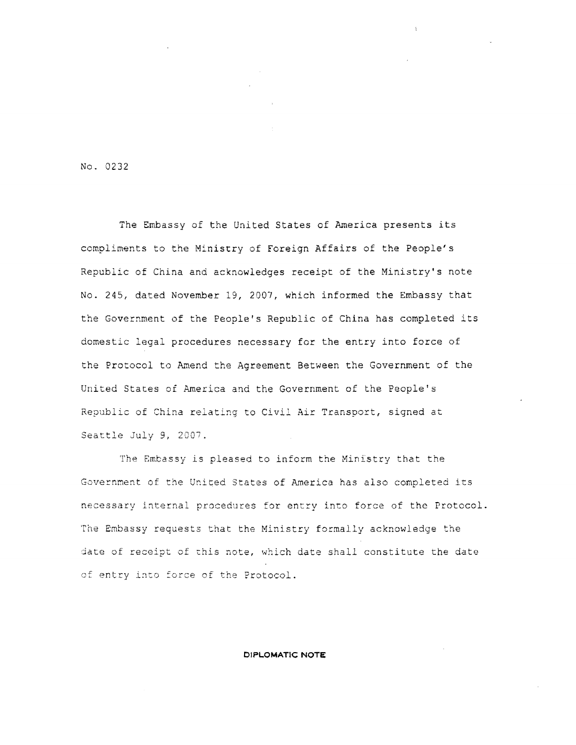No. 0232

The Embassy of the United States of America presents its compliments to the Ministry of Foreign Affairs of the People's Republic of China and acknowledges receipt of the Ministry's note No. 245, dated November 19, 2007, which informed the Embassy that the Government of the People's Republic of China has completed its domestic legal procedures necessary for the entry into force of the Protocol to Amend the Agreement Between the Government of the United States of America and the Government of the People's Republic of China relating to Civil Air Transport, signed at Seattle July 9, 2007.

The Embassy is pleased to inform the Ministry that the Government of the United States of America has also completed its necessary internal procedures for entry into force of the Protocol. The Embassy requests that the Ministry formally acknowledge the date of receipt of this note, which date shall constitute the date of entry into force of the Protocol.

**DIPLOMATIC NOTE**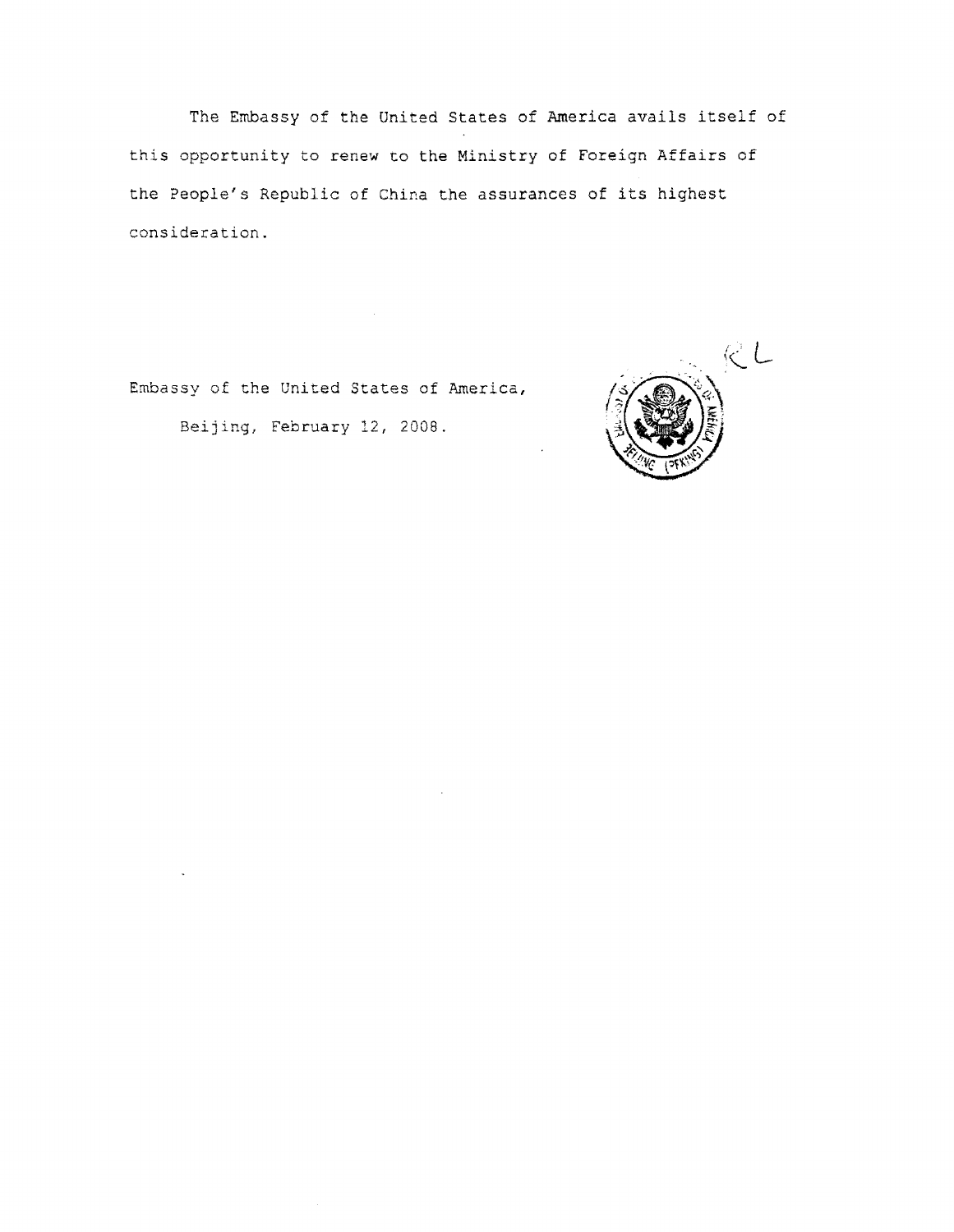The Embassy of the United States of America avails itself of this opportunity to renew to the Ministry of Foreign Affairs of the People's Republic of China the assurances of its highest consideration.

Embassy of the United States of America,

Beijing, February 12, 2008.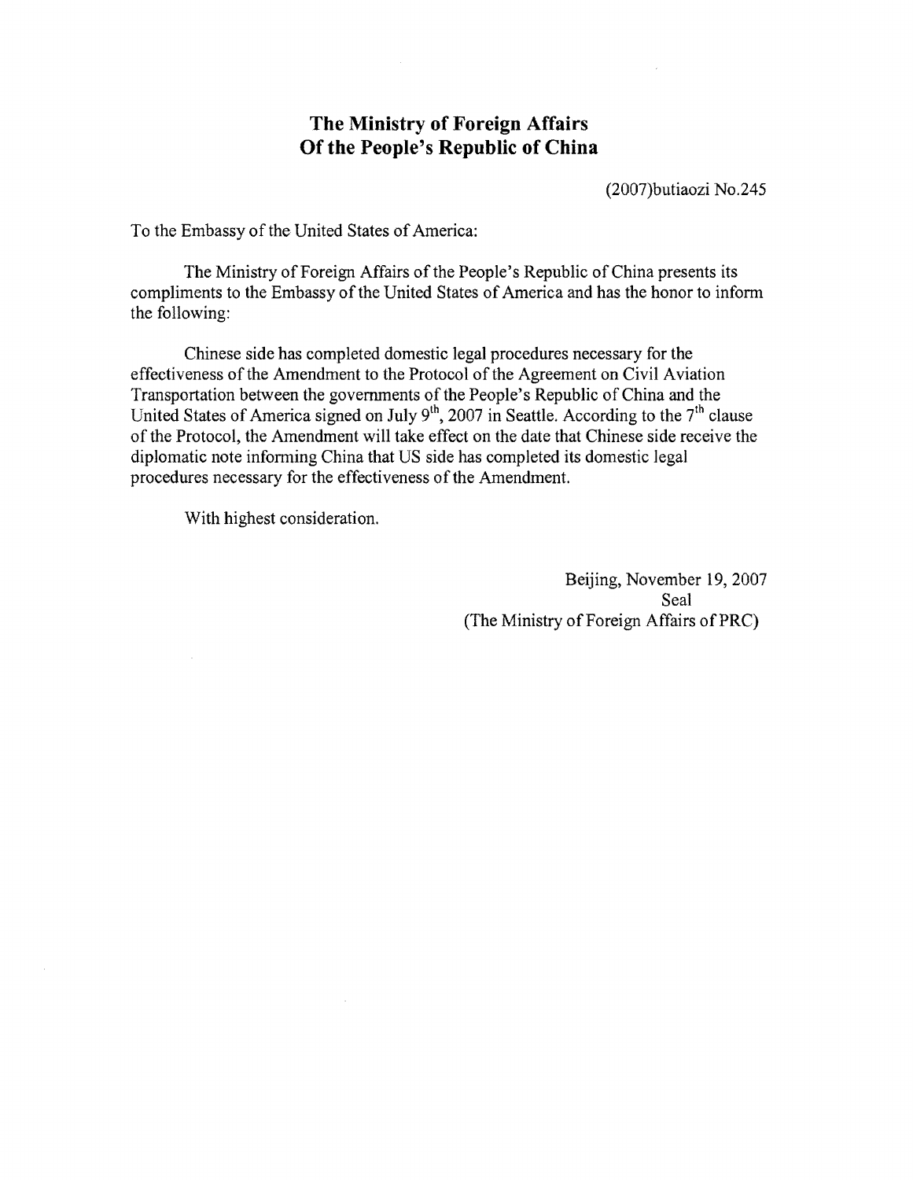# The Ministry of Foreign Affairs Of the People's Republic of China

(2007)butiaozi No.245

To the Embassy of the United States of America:

The Ministry of Foreign Affairs of the People's Republic of China presents its compliments to the Embassy of the United States of America and has the honor to inform the following:

Chinese side has completed domestic legal procedures necessary for the effectiveness of the Amendment to the Protocol of the Agreement on Civil Aviation Transportation between the governments of the People's Republic of China and the United States of America signed on July 9th, 2007 in Seattle. According to the 7th clause of the Protocol, the Amendment will take effect on the date that Chinese side receive the diplomatic note informing China that US side has completed its domestic legal procedures necessary for the effectiveness of the Amendment.

With highest consideration.

Beijing, November 19, 2007
Seal
(The Ministry of Foreign Affairs of PRC)